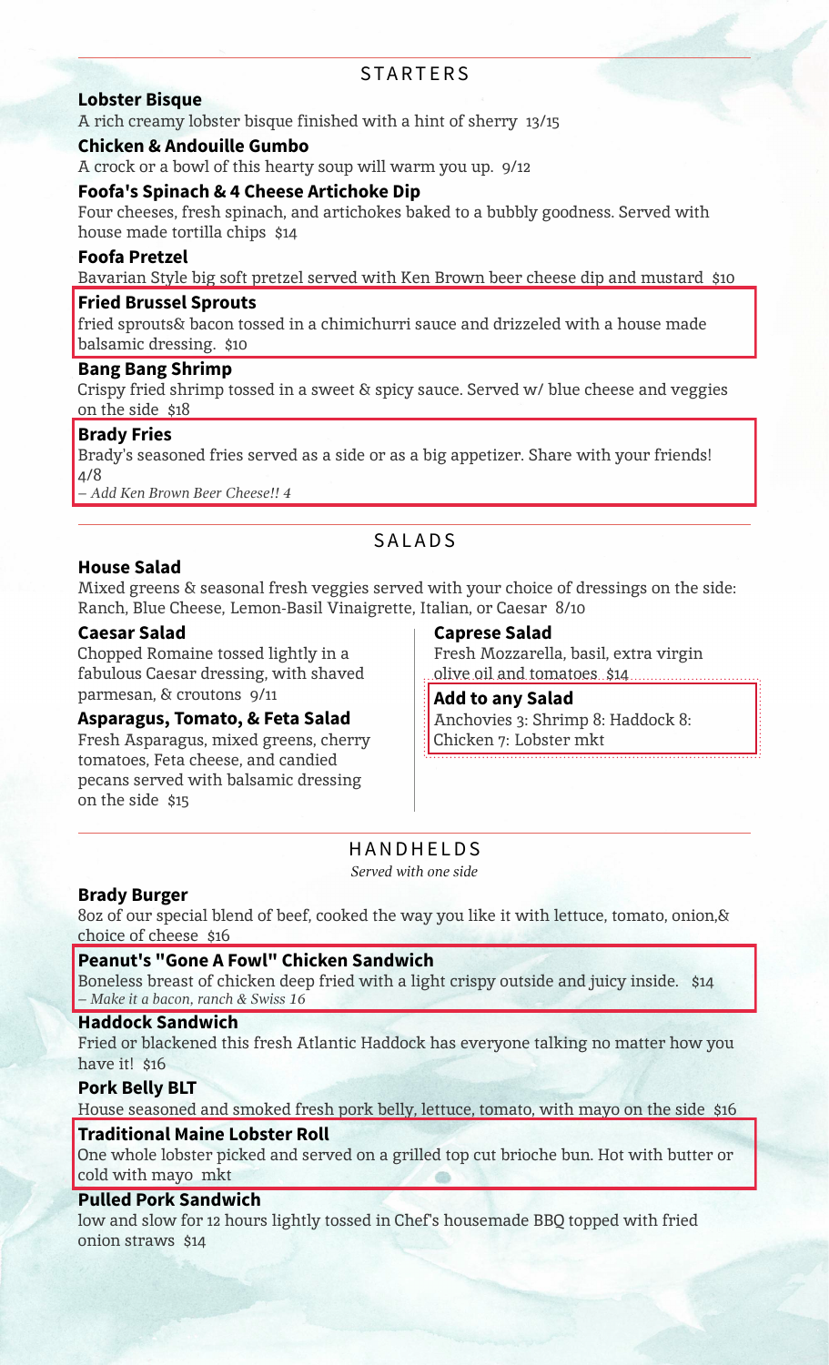## STARTERS

### Lobster Bisque

A rich creamy lobster bisque finished with a hint of sherry 13/15

### Chicken & Andouille Gumbo

A crock or a bowl of this hearty soup will warm you up. 9/12

### Foofa's Spinach & 4 Cheese Artichoke Dip

Four cheeses, fresh spinach, and artichokes baked to a bubbly goodness. Served with house made tortilla chips $14

### Foofa Pretzel

Bavarian Style big soft pretzel served with Ken Brown beer cheese dip and mustard $10

### Fried Brussel Sprouts

fried sprouts& bacon tossed in a chimichurri sauce and drizzeled with a house made balsamic dressing. $10

### Bang Bang Shrimp

Crispy fried shrimp tossed in a sweet & spicy sauce. Served w/ blue cheese and veggies on the side $18

### Brady Fries

Brady's seasoned fries served as a side or as a big appetizer. Share with your friends! 4/8

*– Add Ken Brown Beer Cheese!! 4*

## SALADS

### House Salad

Mixed greens & seasonal fresh veggies served with your choice of dressings on the side: Ranch, Blue Cheese, Lemon-Basil Vinaigrette, Italian, or Caesar 8/10

### Caesar Salad

Chopped Romaine tossed lightly in a fabulous Caesar dressing, with shaved parmesan, & croutons 9/11

### Asparagus, Tomato, & Feta Salad

Fresh Asparagus, mixed greens, cherry tomatoes, Feta cheese, and candied pecans served with balsamic dressing on the side $15

### Caprese Salad

Fresh Mozzarella, basil, extra virgin olive oil and tomatoes $14

### Add to any Salad

Anchovies 3: Shrimp 8: Haddock 8: Chicken 7: Lobster mkt

## HANDHELDS

*Served with one side*

### Brady Burger

8oz of our special blend of beef, cooked the way you like it with lettuce, tomato, onion,& choice of cheese $16

### Peanut's "Gone A Fowl" Chicken Sandwich

Boneless breast of chicken deep fried with a light crispy outside and juicy inside. $14

*– Make it a bacon, ranch & Swiss 16*

### Haddock Sandwich

Fried or blackened this fresh Atlantic Haddock has everyone talking no matter how you have it! $16

### Pork Belly BLT

House seasoned and smoked fresh pork belly, lettuce, tomato, with mayo on the side $16

### Traditional Maine Lobster Roll

One whole lobster picked and served on a grilled top cut brioche bun. Hot with butter or cold with mayo mkt

### Pulled Pork Sandwich

low and slow for 12 hours lightly tossed in Chef's housemade BBQ topped with fried onion straws $14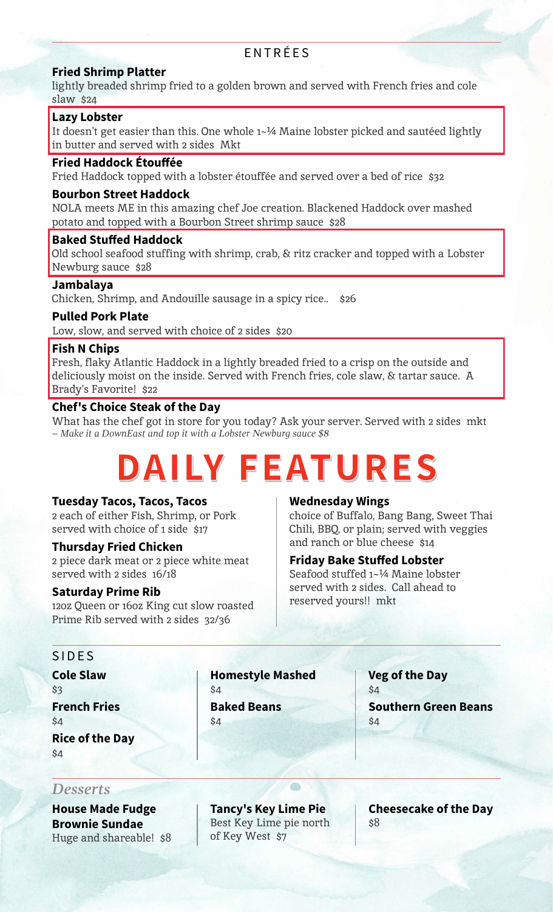## ENTRÉES

**Fried Shrimp Platter**
lightly breaded shrimp fried to a golden brown and served with French fries and cole slaw $24

**Lazy Lobster**
It doesn't get easier than this. One whole 1-¼ Maine lobster picked and sautéed lightly in butter and served with 2 sides Mkt

**Fried Haddock Étouffée**
Fried Haddock topped with a lobster étouffée and served over a bed of rice $32

**Bourbon Street Haddock**
NOLA meets ME in this amazing chef Joe creation. Blackened Haddock over mashed potato and topped with a Bourbon Street shrimp sauce $28

**Baked Stuffed Haddock**
Old school seafood stuffing with shrimp, crab, & ritz cracker and topped with a Lobster Newburg sauce $28

**Jambalaya**
Chicken, Shrimp, and Andouille sausage in a spicy rice.. $26

**Pulled Pork Plate**
Low, slow, and served with choice of 2 sides $20

**Fish N Chips**
Fresh, flaky Atlantic Haddock in a lightly breaded fried to a crisp on the outside and deliciously moist on the inside. Served with French fries, cole slaw, & tartar sauce. A Brady's Favorite! $22

**Chef's Choice Steak of the Day**
What has the chef got in store for you today? Ask your server. Served with 2 sides mkt
*– Make it a DownEast and top it with a Lobster Newburg sauce $8*

# DAILY FEATURES

**Tuesday Tacos, Tacos, Tacos**
2 each of either Fish, Shrimp, or Pork served with choice of 1 side $17

**Thursday Fried Chicken**
2 piece dark meat or 2 piece white meat served with 2 sides 16/18

**Saturday Prime Rib**
12oz Queen or 16oz King cut slow roasted Prime Rib served with 2 sides 32/36

**Wednesday Wings**
choice of Buffalo, Bang Bang, Sweet Thai Chili, BBQ, or plain; served with veggies and ranch or blue cheese $14

**Friday Bake Stuffed Lobster**
Seafood stuffed 1-¼ Maine lobster served with 2 sides. Call ahead to reserved yours!! mkt

## SIDES

**Cole Slaw**
$3

**French Fries**
$4

**Rice of the Day**
$4

**Homestyle Mashed**
$4

**Baked Beans**
$4

**Veg of the Day**
$4

**Southern Green Beans**
$4

## *Desserts*

**House Made Fudge Brownie Sundae**
Huge and shareable! $8

**Tancy's Key Lime Pie**
Best Key Lime pie north of Key West $7

**Cheesecake of the Day**
$8